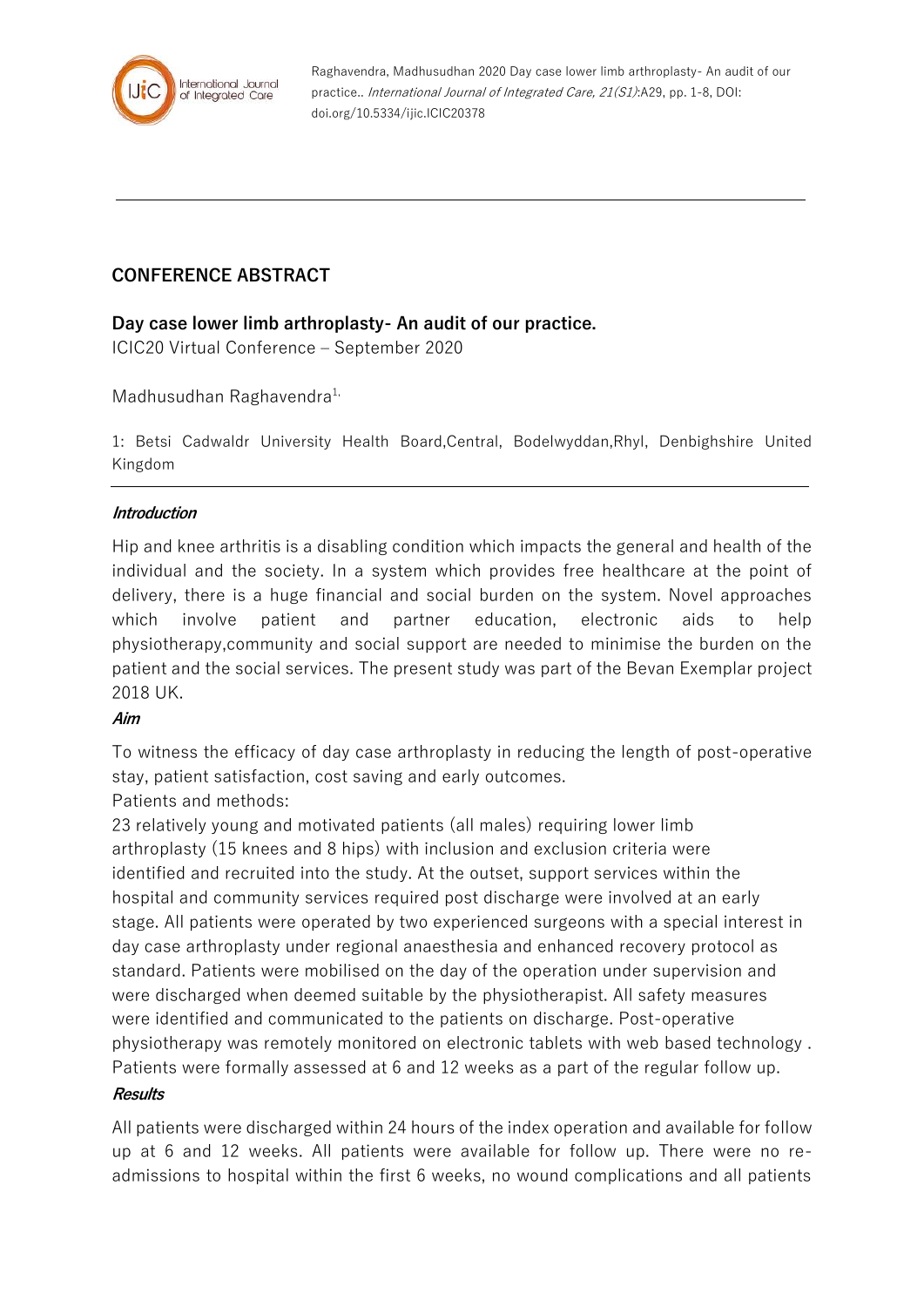Raghavendra, Madhusudhan 2020 Day case lower limb arthroplasty- An audit of our practice.. *International Journal of Integrated Care, 21(S1)*:A29, pp. 1-8, DOI: doi.org/10.5334/ijic.ICIC20378

## CONFERENCE ABSTRACT

### Day case lower limb arthroplasty- An audit of our practice.

ICIC20 Virtual Conference – September 2020

Madhusudhan Raghavendra[1,]

1: Betsi Cadwaldr University Health Board,Central, Bodelwyddan,Rhyl, Denbighshire United Kingdom

#### *Introduction*

Hip and knee arthritis is a disabling condition which impacts the general and health of the individual and the society. In a system which provides free healthcare at the point of delivery, there is a huge financial and social burden on the system. Novel approaches which involve patient and partner education, electronic aids to help physiotherapy,community and social support are needed to minimise the burden on the patient and the social services. The present study was part of the Bevan Exemplar project 2018 UK.

#### *Aim*

To witness the efficacy of day case arthroplasty in reducing the length of post-operative stay, patient satisfaction, cost saving and early outcomes.

Patients and methods:

23 relatively young and motivated patients (all males) requiring lower limb arthroplasty (15 knees and 8 hips) with inclusion and exclusion criteria were identified and recruited into the study. At the outset, support services within the hospital and community services required post discharge were involved at an early stage. All patients were operated by two experienced surgeons with a special interest in day case arthroplasty under regional anaesthesia and enhanced recovery protocol as standard. Patients were mobilised on the day of the operation under supervision and were discharged when deemed suitable by the physiotherapist. All safety measures were identified and communicated to the patients on discharge. Post-operative physiotherapy was remotely monitored on electronic tablets with web based technology . Patients were formally assessed at 6 and 12 weeks as a part of the regular follow up.

#### *Results*

All patients were discharged within 24 hours of the index operation and available for follow up at 6 and 12 weeks. All patients were available for follow up. There were no re-admissions to hospital within the first 6 weeks, no wound complications and all patients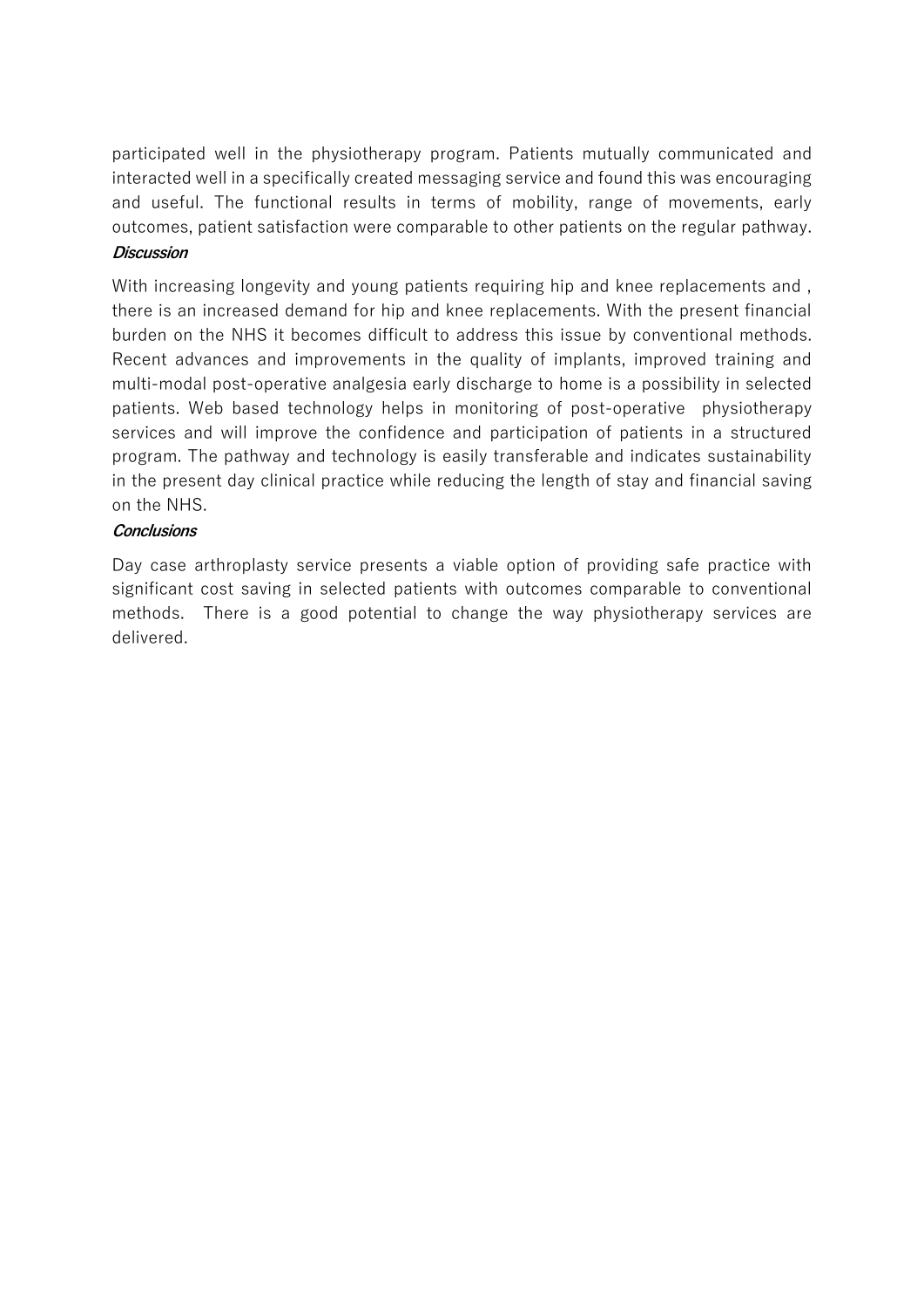participated well in the physiotherapy program. Patients mutually communicated and interacted well in a specifically created messaging service and found this was encouraging and useful. The functional results in terms of mobility, range of movements, early outcomes, patient satisfaction were comparable to other patients on the regular pathway.

***Discussion***

With increasing longevity and young patients requiring hip and knee replacements and , there is an increased demand for hip and knee replacements. With the present financial burden on the NHS it becomes difficult to address this issue by conventional methods. Recent advances and improvements in the quality of implants, improved training and multi-modal post-operative analgesia early discharge to home is a possibility in selected patients. Web based technology helps in monitoring of post-operative physiotherapy services and will improve the confidence and participation of patients in a structured program. The pathway and technology is easily transferable and indicates sustainability in the present day clinical practice while reducing the length of stay and financial saving on the NHS.

***Conclusions***

Day case arthroplasty service presents a viable option of providing safe practice with significant cost saving in selected patients with outcomes comparable to conventional methods. There is a good potential to change the way physiotherapy services are delivered.